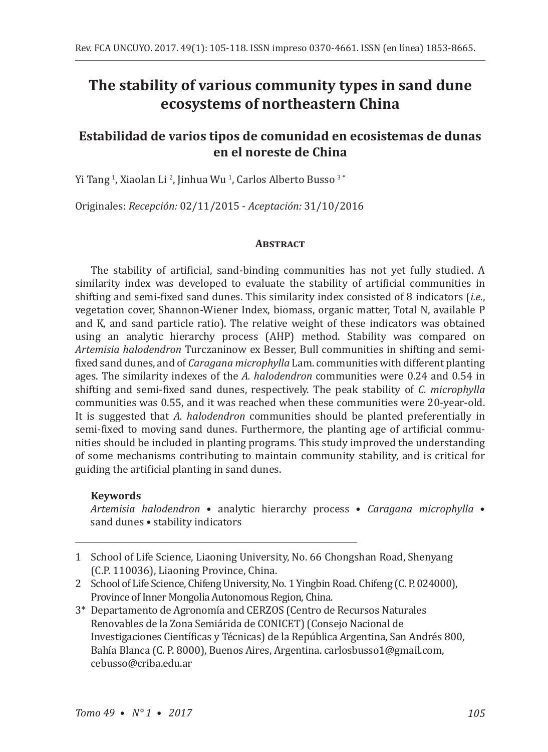# The stability of various community types in sand dune ecosystems of northeastern China

## Estabilidad de varios tipos de comunidad en ecosistemas de dunas en el noreste de China

Yi Tang [1], Xiaolan Li [2], Jinhua Wu [1], Carlos Alberto Busso [3*]

Originales: *Recepción:* 02/11/2015 - *Aceptación:* 31/10/2016

### Abstract

The stability of artificial, sand-binding communities has not yet fully studied. A similarity index was developed to evaluate the stability of artificial communities in shifting and semi-fixed sand dunes. This similarity index consisted of 8 indicators (*i.e.*, vegetation cover, Shannon-Wiener Index, biomass, organic matter, Total N, available P and K, and sand particle ratio). The relative weight of these indicators was obtained using an analytic hierarchy process (AHP) method. Stability was compared on *Artemisia halodendron* Turczaninow ex Besser, Bull communities in shifting and semi-fixed sand dunes, and of *Caragana microphylla* Lam. communities with different planting ages. The similarity indexes of the *A. halodendron* communities were 0.24 and 0.54 in shifting and semi-fixed sand dunes, respectively. The peak stability of *C. microphylla* communities was 0.55, and it was reached when these communities were 20-year-old. It is suggested that *A. halodendron* communities should be planted preferentially in semi-fixed to moving sand dunes. Furthermore, the planting age of artificial communities should be included in planting programs. This study improved the understanding of some mechanisms contributing to maintain community stability, and is critical for guiding the artificial planting in sand dunes.

**Keywords**

*Artemisia halodendron* • analytic hierarchy process • *Caragana microphylla* • sand dunes • stability indicators

---

1 School of Life Science, Liaoning University, No. 66 Chongshan Road, Shenyang (C.P. 110036), Liaoning Province, China.

2 School of Life Science, Chifeng University, No. 1 Yingbin Road. Chifeng (C. P. 024000), Province of Inner Mongolia Autonomous Region, China.

3* Departamento de Agronomía and CERZOS (Centro de Recursos Naturales Renovables de la Zona Semiárida de CONICET) (Consejo Nacional de Investigaciones Científicas y Técnicas) de la República Argentina, San Andrés 800, Bahía Blanca (C. P. 8000), Buenos Aires, Argentina. carlosbusso1@gmail.com, cebusso@criba.edu.ar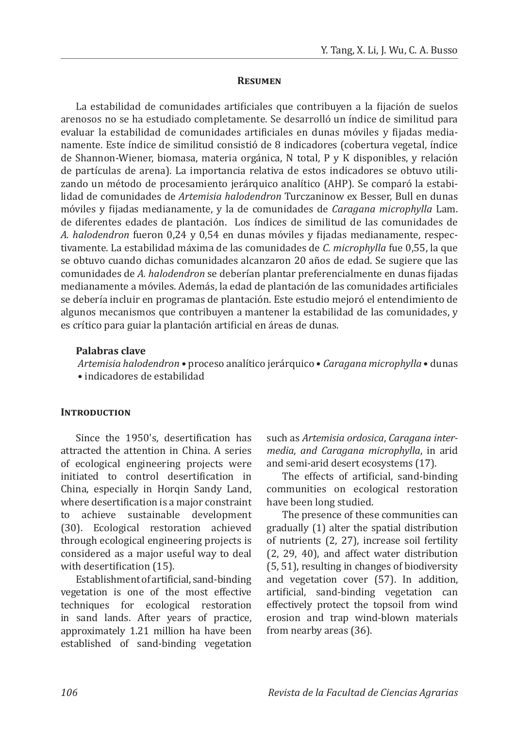## Resumen

La estabilidad de comunidades artificiales que contribuyen a la fijación de suelos arenosos no se ha estudiado completamente. Se desarrolló un índice de similitud para evaluar la estabilidad de comunidades artificiales en dunas móviles y fijadas medianamente. Este índice de similitud consistió de 8 indicadores (cobertura vegetal, índice de Shannon-Wiener, biomasa, materia orgánica, N total, P y K disponibles, y relación de partículas de arena). La importancia relativa de estos indicadores se obtuvo utilizando un método de procesamiento jerárquico analítico (AHP). Se comparó la estabilidad de comunidades de *Artemisia halodendron* Turczaninow ex Besser, Bull en dunas móviles y fijadas medianamente, y la de comunidades de *Caragana microphylla* Lam. de diferentes edades de plantación. Los índices de similitud de las comunidades de *A. halodendron* fueron 0,24 y 0,54 en dunas móviles y fijadas medianamente, respectivamente. La estabilidad máxima de las comunidades de *C. microphylla* fue 0,55, la que se obtuvo cuando dichas comunidades alcanzaron 20 años de edad. Se sugiere que las comunidades de *A. halodendron* se deberían plantar preferencialmente en dunas fijadas medianamente a móviles. Además, la edad de plantación de las comunidades artificiales se debería incluir en programas de plantación. Este estudio mejoró el entendimiento de algunos mecanismos que contribuyen a mantener la estabilidad de las comunidades, y es crítico para guiar la plantación artificial en áreas de dunas.

**Palabras clave**

*Artemisia halodendron* • proceso analítico jerárquico • *Caragana microphylla* • dunas • indicadores de estabilidad

## Introduction

Since the 1950's, desertification has attracted the attention in China. A series of ecological engineering projects were initiated to control desertification in China, especially in Horqin Sandy Land, where desertification is a major constraint to achieve sustainable development (30). Ecological restoration achieved through ecological engineering projects is considered as a major useful way to deal with desertification (15).

Establishment of artificial, sand-binding vegetation is one of the most effective techniques for ecological restoration in sand lands. After years of practice, approximately 1.21 million ha have been established of sand-binding vegetation such as *Artemisia ordosica*, *Caragana intermedia, and Caragana microphylla*, in arid and semi-arid desert ecosystems (17).

The effects of artificial, sand-binding communities on ecological restoration have been long studied.

The presence of these communities can gradually (1) alter the spatial distribution of nutrients (2, 27), increase soil fertility (2, 29, 40), and affect water distribution (5, 51), resulting in changes of biodiversity and vegetation cover (57). In addition, artificial, sand-binding vegetation can effectively protect the topsoil from wind erosion and trap wind-blown materials from nearby areas (36).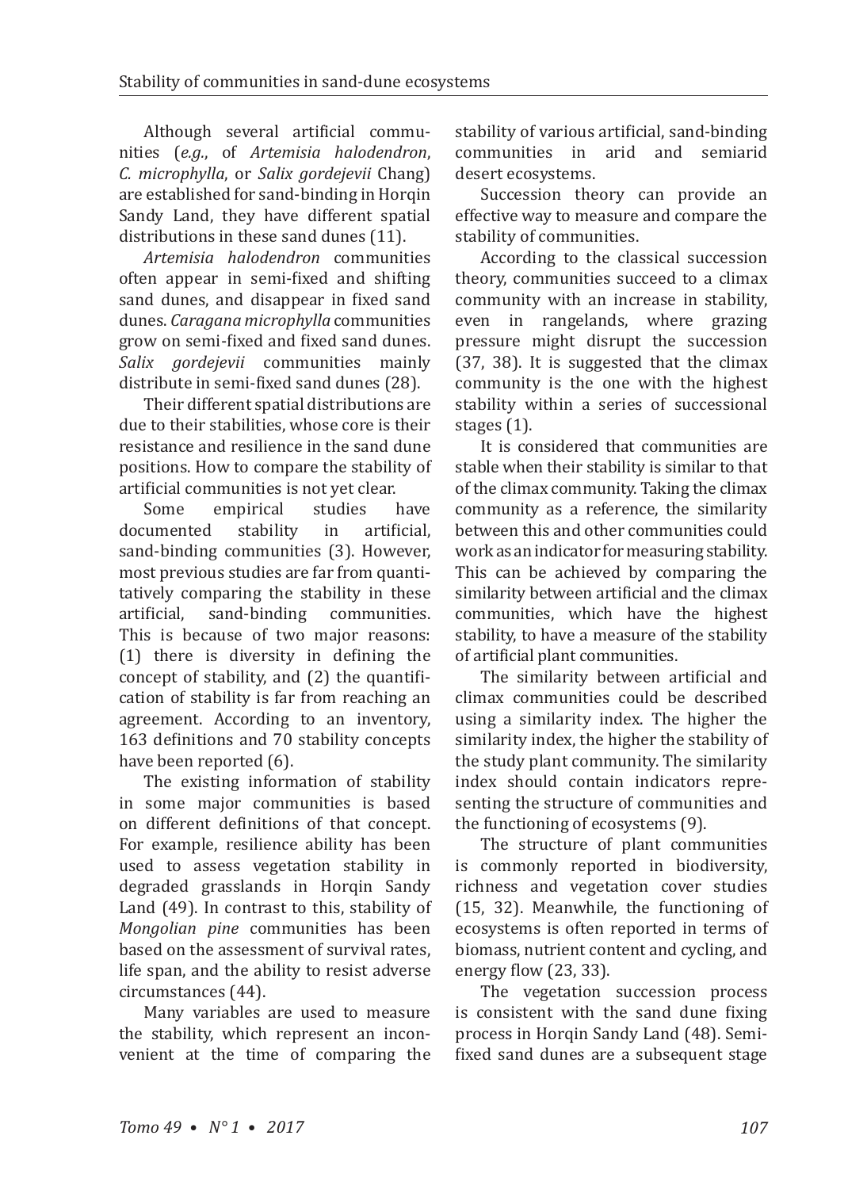Although several artificial communities (*e.g.*, of *Artemisia halodendron*, *C. microphylla*, or *Salix gordejevii* Chang) are established for sand-binding in Horqin Sandy Land, they have different spatial distributions in these sand dunes (11).

*Artemisia halodendron* communities often appear in semi-fixed and shifting sand dunes, and disappear in fixed sand dunes. *Caragana microphylla* communities grow on semi-fixed and fixed sand dunes. *Salix gordejevii* communities mainly distribute in semi-fixed sand dunes (28).

Their different spatial distributions are due to their stabilities, whose core is their resistance and resilience in the sand dune positions. How to compare the stability of artificial communities is not yet clear.

Some empirical studies have documented stability in artificial, sand-binding communities (3). However, most previous studies are far from quantitatively comparing the stability in these artificial, sand-binding communities. This is because of two major reasons: (1) there is diversity in defining the concept of stability, and (2) the quantification of stability is far from reaching an agreement. According to an inventory, 163 definitions and 70 stability concepts have been reported (6).

The existing information of stability in some major communities is based on different definitions of that concept. For example, resilience ability has been used to assess vegetation stability in degraded grasslands in Horqin Sandy Land (49). In contrast to this, stability of *Mongolian pine* communities has been based on the assessment of survival rates, life span, and the ability to resist adverse circumstances (44).

Many variables are used to measure the stability, which represent an inconvenient at the time of comparing the stability of various artificial, sand-binding communities in arid and semiarid desert ecosystems.

Succession theory can provide an effective way to measure and compare the stability of communities.

According to the classical succession theory, communities succeed to a climax community with an increase in stability, even in rangelands, where grazing pressure might disrupt the succession (37, 38). It is suggested that the climax community is the one with the highest stability within a series of successional stages (1).

It is considered that communities are stable when their stability is similar to that of the climax community. Taking the climax community as a reference, the similarity between this and other communities could work as an indicator for measuring stability. This can be achieved by comparing the similarity between artificial and the climax communities, which have the highest stability, to have a measure of the stability of artificial plant communities.

The similarity between artificial and climax communities could be described using a similarity index. The higher the similarity index, the higher the stability of the study plant community. The similarity index should contain indicators representing the structure of communities and the functioning of ecosystems (9).

The structure of plant communities is commonly reported in biodiversity, richness and vegetation cover studies (15, 32). Meanwhile, the functioning of ecosystems is often reported in terms of biomass, nutrient content and cycling, and energy flow (23, 33).

The vegetation succession process is consistent with the sand dune fixing process in Horqin Sandy Land (48). Semi-fixed sand dunes are a subsequent stage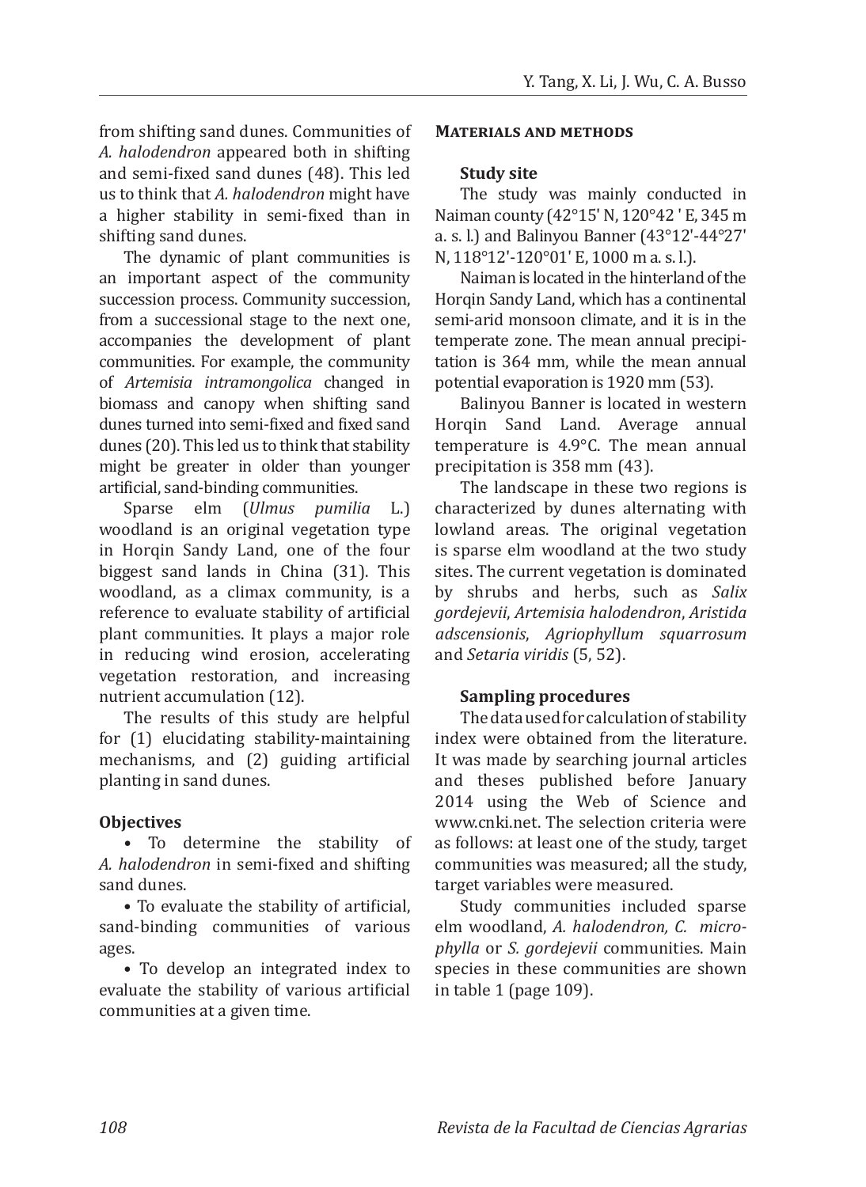from shifting sand dunes. Communities of *A. halodendron* appeared both in shifting and semi-fixed sand dunes (48). This led us to think that *A. halodendron* might have a higher stability in semi-fixed than in shifting sand dunes.

The dynamic of plant communities is an important aspect of the community succession process. Community succession, from a successional stage to the next one, accompanies the development of plant communities. For example, the community of *Artemisia intramongolica* changed in biomass and canopy when shifting sand dunes turned into semi-fixed and fixed sand dunes (20). This led us to think that stability might be greater in older than younger artificial, sand-binding communities.

Sparse elm (*Ulmus pumilia* L.) woodland is an original vegetation type in Horqin Sandy Land, one of the four biggest sand lands in China (31). This woodland, as a climax community, is a reference to evaluate stability of artificial plant communities. It plays a major role in reducing wind erosion, accelerating vegetation restoration, and increasing nutrient accumulation (12).

The results of this study are helpful for (1) elucidating stability-maintaining mechanisms, and (2) guiding artificial planting in sand dunes.

### Objectives

- To determine the stability of *A. halodendron* in semi-fixed and shifting sand dunes.
- To evaluate the stability of artificial, sand-binding communities of various ages.
- To develop an integrated index to evaluate the stability of various artificial communities at a given time.

## Materials and methods

### Study site

The study was mainly conducted in Naiman county (42°15' N, 120°42 ' E, 345 m a. s. l.) and Balinyou Banner (43°12'-44°27' N, 118°12'-120°01' E, 1000 m a. s. l.).

Naiman is located in the hinterland of the Horqin Sandy Land, which has a continental semi-arid monsoon climate, and it is in the temperate zone. The mean annual precipitation is 364 mm, while the mean annual potential evaporation is 1920 mm (53).

Balinyou Banner is located in western Horqin Sand Land. Average annual temperature is 4.9°C. The mean annual precipitation is 358 mm (43).

The landscape in these two regions is characterized by dunes alternating with lowland areas. The original vegetation is sparse elm woodland at the two study sites. The current vegetation is dominated by shrubs and herbs, such as *Salix gordejevii*, *Artemisia halodendron*, *Aristida adscensionis*, *Agriophyllum squarrosum* and *Setaria viridis* (5, 52).

### Sampling procedures

The data used for calculation of stability index were obtained from the literature. It was made by searching journal articles and theses published before January 2014 using the Web of Science and www.cnki.net. The selection criteria were as follows: at least one of the study, target communities was measured; all the study, target variables were measured.

Study communities included sparse elm woodland, *A. halodendron, C. microphylla* or *S. gordejevii* communities. Main species in these communities are shown in table 1 (page 109).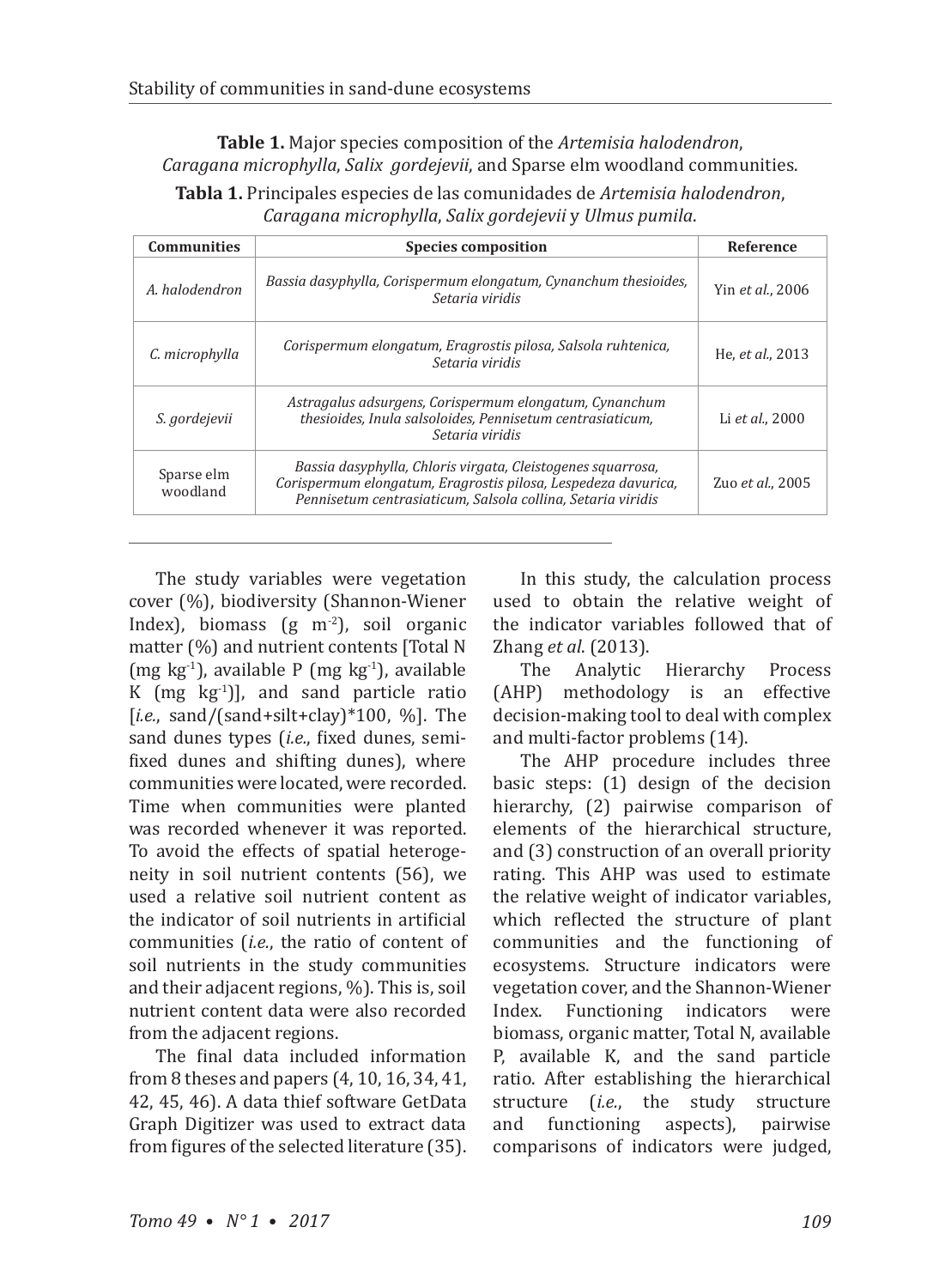**Table 1.** Major species composition of the *Artemisia halodendron*, *Caragana microphylla*, *Salix gordejevii*, and Sparse elm woodland communities.

**Tabla 1.** Principales especies de las comunidades de *Artemisia halodendron*, *Caragana microphylla*, *Salix gordejevii* y *Ulmus pumila*.

| Communities | Species composition | Reference |
|---|---|---|
| *A. halodendron* | *Bassia dasyphylla, Corispermum elongatum, Cynanchum thesioides, Setaria viridis* | Yin *et al.*, 2006 |
| *C. microphylla* | *Corispermum elongatum, Eragrostis pilosa, Salsola ruhtenica, Setaria viridis* | He, *et al.*, 2013 |
| *S. gordejevii* | *Astragalus adsurgens, Corispermum elongatum, Cynanchum thesioides, Inula salsoloides, Pennisetum centrasiaticum, Setaria viridis* | Li *et al.*, 2000 |
| Sparse elm woodland | *Bassia dasyphylla, Chloris virgata, Cleistogenes squarrosa, Corispermum elongatum, Eragrostis pilosa, Lespedeza davurica, Pennisetum centrasiaticum, Salsola collina, Setaria viridis* | Zuo *et al.*, 2005 |

The study variables were vegetation cover (%), biodiversity (Shannon-Wiener Index), biomass (g $m^{-2}$), soil organic matter (%) and nutrient contents [Total N (mg $kg^{-1}$), available P (mg $kg^{-1}$), available K (mg $kg^{-1}$)], and sand particle ratio [*i.e.*, sand/(sand+silt+clay)*100, %]. The sand dunes types (*i.e.*, fixed dunes, semi-fixed dunes and shifting dunes), where communities were located, were recorded. Time when communities were planted was recorded whenever it was reported. To avoid the effects of spatial heterogeneity in soil nutrient contents (56), we used a relative soil nutrient content as the indicator of soil nutrients in artificial communities (*i.e.*, the ratio of content of soil nutrients in the study communities and their adjacent regions, %). This is, soil nutrient content data were also recorded from the adjacent regions.

The final data included information from 8 theses and papers (4, 10, 16, 34, 41, 42, 45, 46). A data thief software GetData Graph Digitizer was used to extract data from figures of the selected literature (35).

In this study, the calculation process used to obtain the relative weight of the indicator variables followed that of Zhang *et al*. (2013).

The Analytic Hierarchy Process (AHP) methodology is an effective decision-making tool to deal with complex and multi-factor problems (14).

The AHP procedure includes three basic steps: (1) design of the decision hierarchy, (2) pairwise comparison of elements of the hierarchical structure, and (3) construction of an overall priority rating. This AHP was used to estimate the relative weight of indicator variables, which reflected the structure of plant communities and the functioning of ecosystems. Structure indicators were vegetation cover, and the Shannon-Wiener Index. Functioning indicators were biomass, organic matter, Total N, available P, available K, and the sand particle ratio. After establishing the hierarchical structure (*i.e.*, the study structure and functioning aspects), pairwise comparisons of indicators were judged,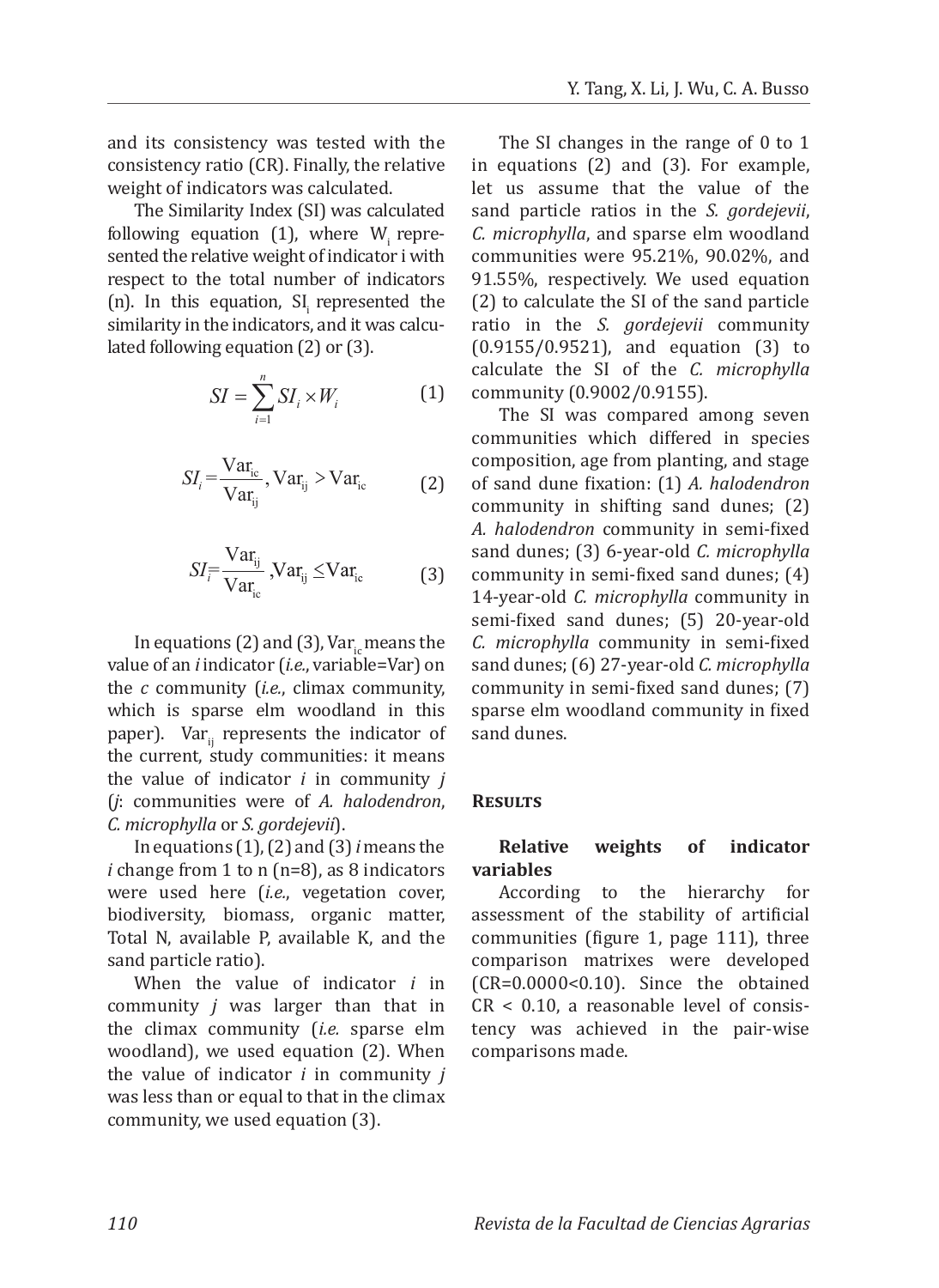and its consistency was tested with the consistency ratio (CR). Finally, the relative weight of indicators was calculated.

The Similarity Index (SI) was calculated following equation (1), where $W_i$ represented the relative weight of indicator i with respect to the total number of indicators (n). In this equation, $SI_i$ represented the similarity in the indicators, and it was calculated following equation (2) or (3).

$$SI = \sum_{i=1}^{n} SI_i \times W_i \qquad (1)$$

$$SI_i = \frac{\mathrm{Var_{ic}}}{\mathrm{Var_{ij}}}, \mathrm{Var_{ij}} > \mathrm{Var_{ic}} \qquad (2)$$

$$SI_i = \frac{\mathrm{Var_{ij}}}{\mathrm{Var_{ic}}}, \mathrm{Var_{ij}} \leq \mathrm{Var_{ic}} \qquad (3)$$

In equations (2) and (3), $\mathrm{Var_{ic}}$ means the value of an *i* indicator (*i.e.*, variable=Var) on the *c* community (*i.e.*, climax community, which is sparse elm woodland in this paper). $\mathrm{Var_{ij}}$ represents the indicator of the current, study communities: it means the value of indicator *i* in community *j* (*j*: communities were of *A. halodendron*, *C. microphylla* or *S. gordejevii*).

In equations (1), (2) and (3) *i* means the *i* change from 1 to n (n=8), as 8 indicators were used here (*i.e.*, vegetation cover, biodiversity, biomass, organic matter, Total N, available P, available K, and the sand particle ratio).

When the value of indicator *i* in community *j* was larger than that in the climax community (*i.e.* sparse elm woodland), we used equation (2). When the value of indicator *i* in community *j* was less than or equal to that in the climax community, we used equation (3).

The SI changes in the range of 0 to 1 in equations (2) and (3). For example, let us assume that the value of the sand particle ratios in the *S. gordejevii*, *C. microphylla*, and sparse elm woodland communities were 95.21%, 90.02%, and 91.55%, respectively. We used equation (2) to calculate the SI of the sand particle ratio in the *S. gordejevii* community (0.9155/0.9521), and equation (3) to calculate the SI of the *C. microphylla* community (0.9002/0.9155).

The SI was compared among seven communities which differed in species composition, age from planting, and stage of sand dune fixation: (1) *A. halodendron* community in shifting sand dunes; (2) *A. halodendron* community in semi-fixed sand dunes; (3) 6-year-old *C. microphylla* community in semi-fixed sand dunes; (4) 14-year-old *C. microphylla* community in semi-fixed sand dunes; (5) 20-year-old *C. microphylla* community in semi-fixed sand dunes; (6) 27-year-old *C. microphylla* community in semi-fixed sand dunes; (7) sparse elm woodland community in fixed sand dunes.

## Results

### Relative weights of indicator variables

According to the hierarchy for assessment of the stability of artificial communities (figure 1, page 111), three comparison matrixes were developed (CR=0.0000<0.10). Since the obtained CR < 0.10, a reasonable level of consistency was achieved in the pair-wise comparisons made.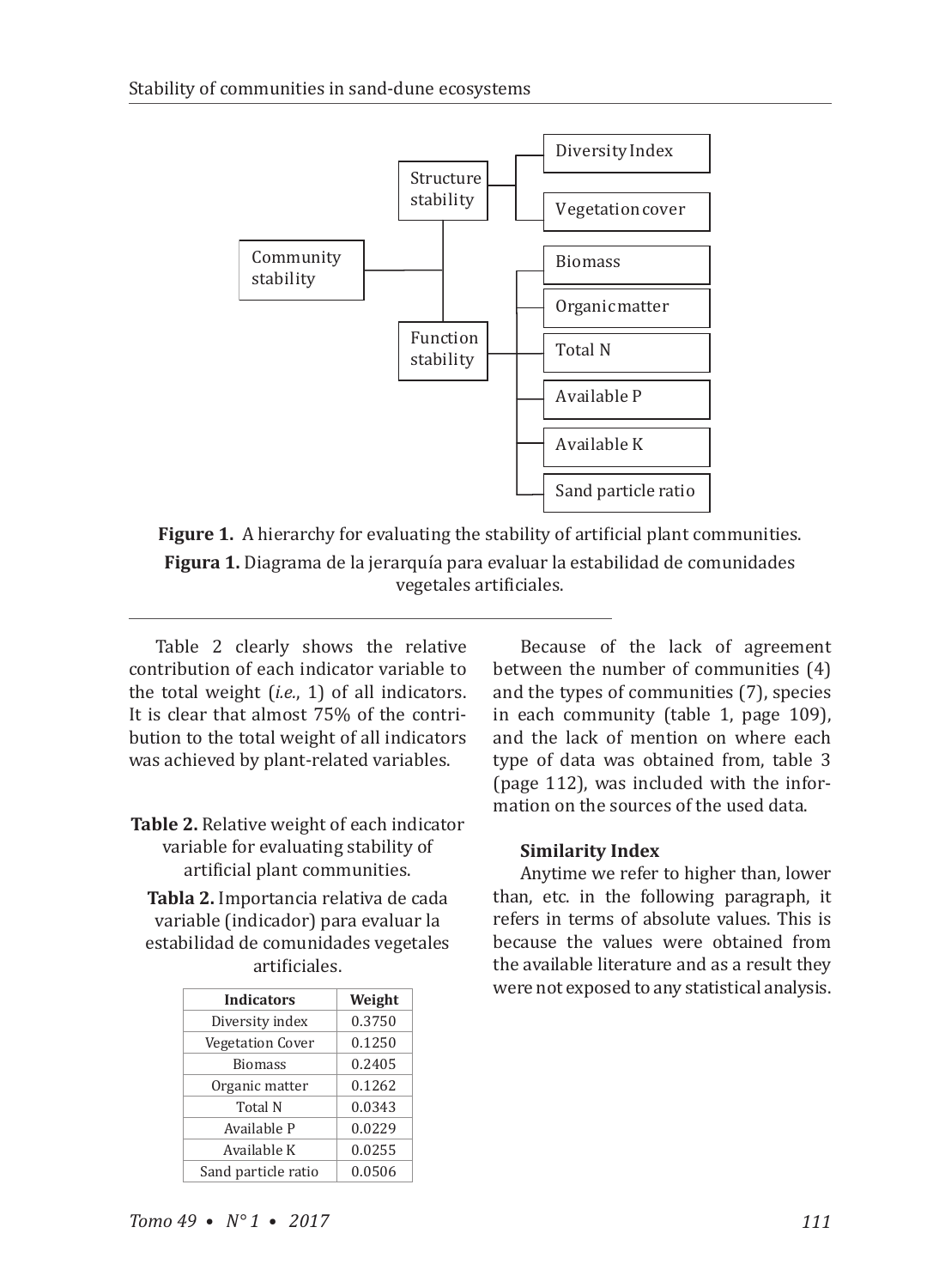- Community stability
  - Structure stability
    - Diversity Index
    - Vegetation cover
  - Function stability
    - Biomass
    - Organic matter
    - Total N
    - Available P
    - Available K
    - Sand particle ratio

**Figure 1.** A hierarchy for evaluating the stability of artificial plant communities.

**Figura 1.** Diagrama de la jerarquía para evaluar la estabilidad de comunidades vegetales artificiales.

Table 2 clearly shows the relative contribution of each indicator variable to the total weight (*i.e.*, 1) of all indicators. It is clear that almost 75% of the contribution to the total weight of all indicators was achieved by plant-related variables.

**Table 2.** Relative weight of each indicator variable for evaluating stability of artificial plant communities.

**Tabla 2.** Importancia relativa de cada variable (indicador) para evaluar la estabilidad de comunidades vegetales artificiales.

| Indicators | Weight |
|---|---|
| Diversity index | 0.3750 |
| Vegetation Cover | 0.1250 |
| Biomass | 0.2405 |
| Organic matter | 0.1262 |
| Total N | 0.0343 |
| Available P | 0.0229 |
| Available K | 0.0255 |
| Sand particle ratio | 0.0506 |

Because of the lack of agreement between the number of communities (4) and the types of communities (7), species in each community (table 1, page 109), and the lack of mention on where each type of data was obtained from, table 3 (page 112), was included with the information on the sources of the used data.

#### Similarity Index

Anytime we refer to higher than, lower than, etc. in the following paragraph, it refers in terms of absolute values. This is because the values were obtained from the available literature and as a result they were not exposed to any statistical analysis.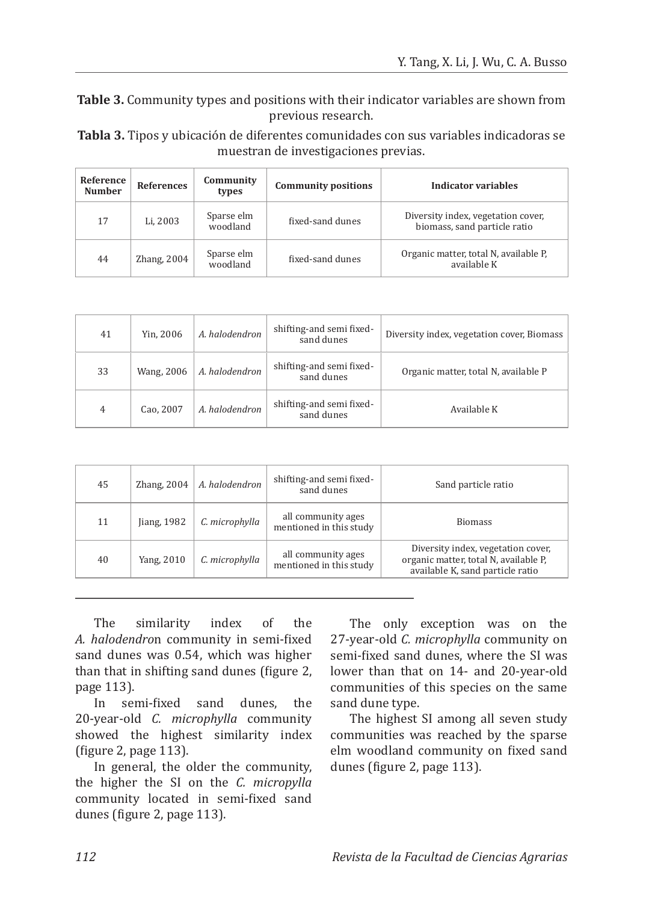**Table 3.** Community types and positions with their indicator variables are shown from previous research.

**Tabla 3.** Tipos y ubicación de diferentes comunidades con sus variables indicadoras se muestran de investigaciones previas.

| Reference Number | References | Community types | Community positions | Indicator variables |
|---|---|---|---|---|
| 17 | Li, 2003 | Sparse elm woodland | fixed-sand dunes | Diversity index, vegetation cover, biomass, sand particle ratio |
| 44 | Zhang, 2004 | Sparse elm woodland | fixed-sand dunes | Organic matter, total N, available P, available K |
| 41 | Yin, 2006 | *A. halodendron* | shifting-and semi fixed-sand dunes | Diversity index, vegetation cover, Biomass |
| 33 | Wang, 2006 | *A. halodendron* | shifting-and semi fixed-sand dunes | Organic matter, total N, available P |
| 4 | Cao, 2007 | *A. halodendron* | shifting-and semi fixed-sand dunes | Available K |
| 45 | Zhang, 2004 | *A. halodendron* | shifting-and semi fixed-sand dunes | Sand particle ratio |
| 11 | Jiang, 1982 | *C. microphylla* | all community ages mentioned in this study | Biomass |
| 40 | Yang, 2010 | *C. microphylla* | all community ages mentioned in this study | Diversity index, vegetation cover, organic matter, total N, available P, available K, sand particle ratio |

The similarity index of the *A. halodendro*n community in semi-fixed sand dunes was 0.54, which was higher than that in shifting sand dunes (figure 2, page 113).

In semi-fixed sand dunes, the 20-year-old *C. microphylla* community showed the highest similarity index (figure 2, page 113).

In general, the older the community, the higher the SI on the *C. micropylla* community located in semi-fixed sand dunes (figure 2, page 113).

The only exception was on the 27-year-old *C. microphylla* community on semi-fixed sand dunes, where the SI was lower than that on 14- and 20-year-old communities of this species on the same sand dune type.

The highest SI among all seven study communities was reached by the sparse elm woodland community on fixed sand dunes (figure 2, page 113).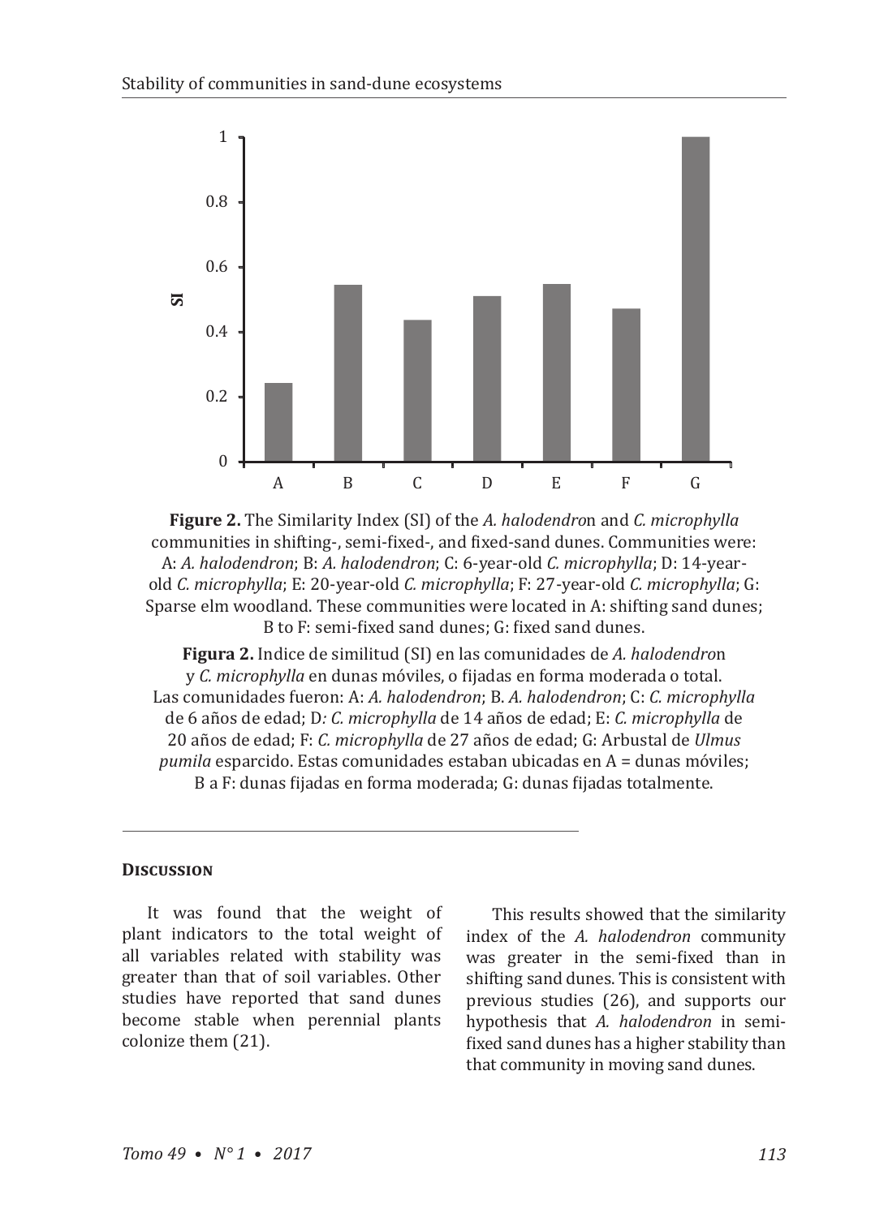**Figure 2.** The Similarity Index (SI) of the *A. halodendro*n and *C. microphylla* communities in shifting-, semi-fixed-, and fixed-sand dunes. Communities were: A: *A. halodendron*; B: *A. halodendron*; C: 6-year-old *C. microphylla*; D: 14-year-old *C. microphylla*; E: 20-year-old *C. microphylla*; F: 27-year-old *C. microphylla*; G: Sparse elm woodland. These communities were located in A: shifting sand dunes; B to F: semi-fixed sand dunes; G: fixed sand dunes.

**Figura 2.** Indice de similitud (SI) en las comunidades de *A. halodendro*n y *C. microphylla* en dunas móviles, o fijadas en forma moderada o total. Las comunidades fueron: A: *A. halodendron*; B. *A. halodendron*; C: *C. microphylla* de 6 años de edad; D*: C. microphylla* de 14 años de edad; E: *C. microphylla* de 20 años de edad; F: *C. microphylla* de 27 años de edad; G: Arbustal de *Ulmus pumila* esparcido. Estas comunidades estaban ubicadas en A = dunas móviles; B a F: dunas fijadas en forma moderada; G: dunas fijadas totalmente.

## Discussion

It was found that the weight of plant indicators to the total weight of all variables related with stability was greater than that of soil variables. Other studies have reported that sand dunes become stable when perennial plants colonize them (21).

This results showed that the similarity index of the *A. halodendron* community was greater in the semi-fixed than in shifting sand dunes. This is consistent with previous studies (26), and supports our hypothesis that *A. halodendron* in semi-fixed sand dunes has a higher stability than that community in moving sand dunes.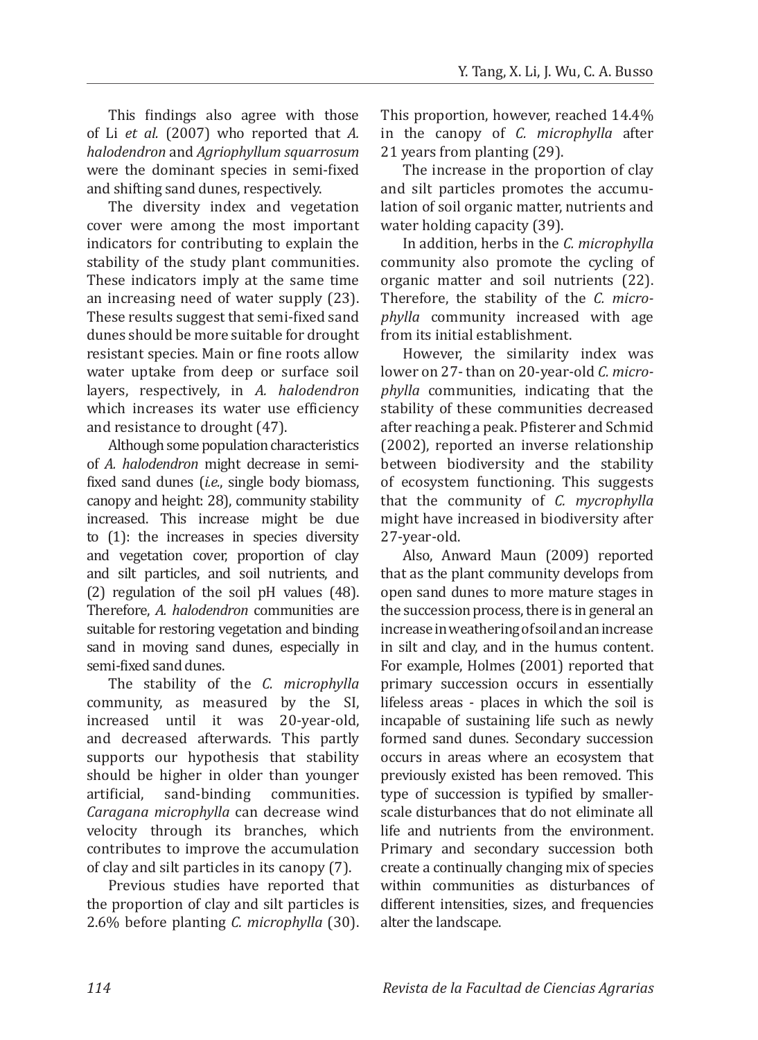This findings also agree with those of Li *et al.* (2007) who reported that *A. halodendron* and *Agriophyllum squarrosum* were the dominant species in semi-fixed and shifting sand dunes, respectively.

The diversity index and vegetation cover were among the most important indicators for contributing to explain the stability of the study plant communities. These indicators imply at the same time an increasing need of water supply (23). These results suggest that semi-fixed sand dunes should be more suitable for drought resistant species. Main or fine roots allow water uptake from deep or surface soil layers, respectively, in *A. halodendron* which increases its water use efficiency and resistance to drought (47).

Although some population characteristics of *A. halodendron* might decrease in semi-fixed sand dunes (*i.e.*, single body biomass, canopy and height: 28), community stability increased. This increase might be due to (1): the increases in species diversity and vegetation cover, proportion of clay and silt particles, and soil nutrients, and (2) regulation of the soil pH values (48). Therefore, *A. halodendron* communities are suitable for restoring vegetation and binding sand in moving sand dunes, especially in semi-fixed sand dunes.

The stability of the *C. microphylla* community, as measured by the SI, increased until it was 20-year-old, and decreased afterwards. This partly supports our hypothesis that stability should be higher in older than younger artificial, sand-binding communities. *Caragana microphylla* can decrease wind velocity through its branches, which contributes to improve the accumulation of clay and silt particles in its canopy (7).

Previous studies have reported that the proportion of clay and silt particles is 2.6% before planting *C. microphylla* (30). This proportion, however, reached 14.4% in the canopy of *C. microphylla* after 21 years from planting (29).

The increase in the proportion of clay and silt particles promotes the accumulation of soil organic matter, nutrients and water holding capacity (39).

In addition, herbs in the *C. microphylla* community also promote the cycling of organic matter and soil nutrients (22). Therefore, the stability of the *C. microphylla* community increased with age from its initial establishment.

However, the similarity index was lower on 27- than on 20-year-old *C. microphylla* communities, indicating that the stability of these communities decreased after reaching a peak. Pfisterer and Schmid (2002), reported an inverse relationship between biodiversity and the stability of ecosystem functioning. This suggests that the community of *C. mycrophylla* might have increased in biodiversity after 27-year-old.

Also, Anward Maun (2009) reported that as the plant community develops from open sand dunes to more mature stages in the succession process, there is in general an increase in weathering of soil and an increase in silt and clay, and in the humus content. For example, Holmes (2001) reported that primary succession occurs in essentially lifeless areas - places in which the soil is incapable of sustaining life such as newly formed sand dunes. Secondary succession occurs in areas where an ecosystem that previously existed has been removed. This type of succession is typified by smaller-scale disturbances that do not eliminate all life and nutrients from the environment. Primary and secondary succession both create a continually changing mix of species within communities as disturbances of different intensities, sizes, and frequencies alter the landscape.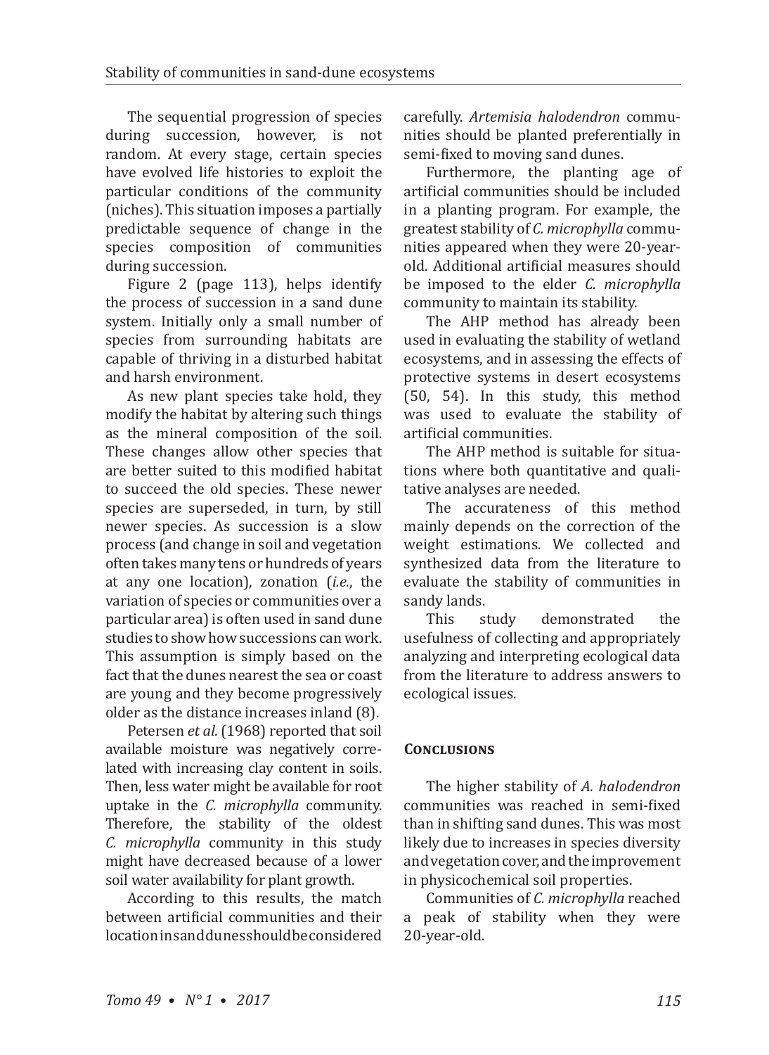The sequential progression of species during succession, however, is not random. At every stage, certain species have evolved life histories to exploit the particular conditions of the community (niches). This situation imposes a partially predictable sequence of change in the species composition of communities during succession.

Figure 2 (page 113), helps identify the process of succession in a sand dune system. Initially only a small number of species from surrounding habitats are capable of thriving in a disturbed habitat and harsh environment.

As new plant species take hold, they modify the habitat by altering such things as the mineral composition of the soil. These changes allow other species that are better suited to this modified habitat to succeed the old species. These newer species are superseded, in turn, by still newer species. As succession is a slow process (and change in soil and vegetation often takes many tens or hundreds of years at any one location), zonation (*i.e.*, the variation of species or communities over a particular area) is often used in sand dune studies to show how successions can work. This assumption is simply based on the fact that the dunes nearest the sea or coast are young and they become progressively older as the distance increases inland (8).

Petersen *et al*. (1968) reported that soil available moisture was negatively correlated with increasing clay content in soils. Then, less water might be available for root uptake in the *C. microphylla* community. Therefore, the stability of the oldest *C. microphylla* community in this study might have decreased because of a lower soil water availability for plant growth.

According to this results, the match between artificial communities and their location in sand dunes should be considered carefully. *Artemisia halodendron* communities should be planted preferentially in semi-fixed to moving sand dunes.

Furthermore, the planting age of artificial communities should be included in a planting program. For example, the greatest stability of *C. microphylla* communities appeared when they were 20-year-old. Additional artificial measures should be imposed to the elder *C. microphylla* community to maintain its stability.

The AHP method has already been used in evaluating the stability of wetland ecosystems, and in assessing the effects of protective systems in desert ecosystems (50, 54). In this study, this method was used to evaluate the stability of artificial communities.

The AHP method is suitable for situations where both quantitative and qualitative analyses are needed.

The accurateness of this method mainly depends on the correction of the weight estimations. We collected and synthesized data from the literature to evaluate the stability of communities in sandy lands.

This study demonstrated the usefulness of collecting and appropriately analyzing and interpreting ecological data from the literature to address answers to ecological issues.

## Conclusions

The higher stability of *A. halodendron* communities was reached in semi-fixed than in shifting sand dunes. This was most likely due to increases in species diversity and vegetation cover, and the improvement in physicochemical soil properties.

Communities of *C. microphylla* reached a peak of stability when they were 20-year-old.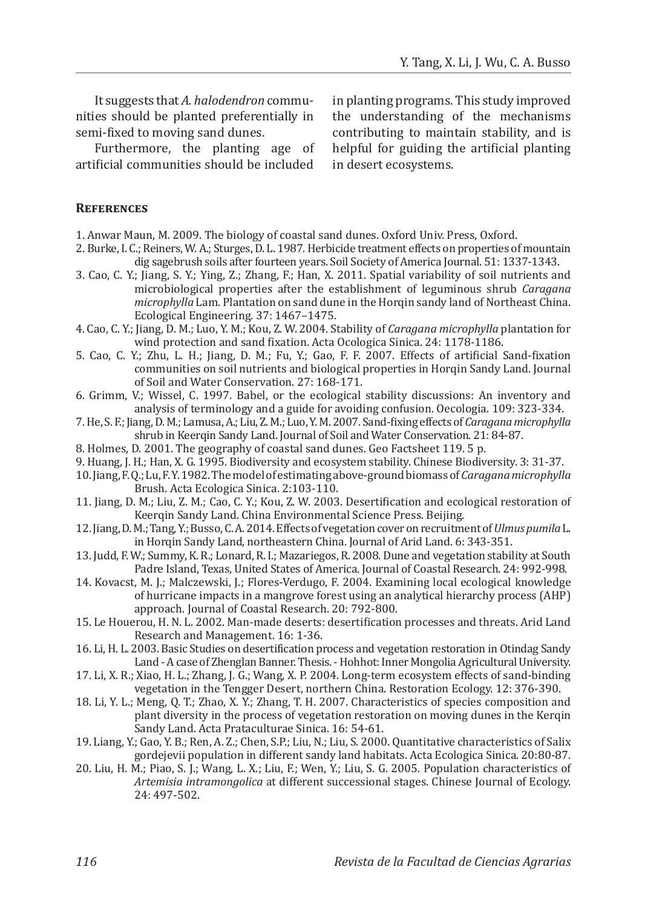It suggests that *A. halodendron* communities should be planted preferentially in semi-fixed to moving sand dunes.

Furthermore, the planting age of artificial communities should be included in planting programs. This study improved the understanding of the mechanisms contributing to maintain stability, and is helpful for guiding the artificial planting in desert ecosystems.

## References

1. Anwar Maun, M. 2009. The biology of coastal sand dunes. Oxford Univ. Press, Oxford.
2. Burke, I. C.; Reiners, W. A.; Sturges, D. L. 1987. Herbicide treatment effects on properties of mountain dig sagebrush soils after fourteen years. Soil Society of America Journal. 51: 1337-1343.
3. Cao, C. Y.; Jiang, S. Y.; Ying, Z.; Zhang, F.; Han, X. 2011. Spatial variability of soil nutrients and microbiological properties after the establishment of leguminous shrub *Caragana microphylla* Lam. Plantation on sand dune in the Horqin sandy land of Northeast China. Ecological Engineering. 37: 1467–1475.
4. Cao, C. Y.; Jiang, D. M.; Luo, Y. M.; Kou, Z. W. 2004. Stability of *Caragana microphylla* plantation for wind protection and sand fixation. Acta Ocologica Sinica. 24: 1178-1186.
5. Cao, C. Y.; Zhu, L. H.; Jiang, D. M.; Fu, Y.; Gao, F. F. 2007. Effects of artificial Sand-fixation communities on soil nutrients and biological properties in Horqin Sandy Land. Journal of Soil and Water Conservation. 27: 168-171.
6. Grimm, V.; Wissel, C. 1997. Babel, or the ecological stability discussions: An inventory and analysis of terminology and a guide for avoiding confusion. Oecologia. 109: 323-334.
7. He, S. F.; Jiang, D. M.; Lamusa, A.; Liu, Z. M.; Luo, Y. M. 2007. Sand-fixing effects of *Caragana microphylla* shrub in Keerqin Sandy Land. Journal of Soil and Water Conservation. 21: 84-87.
8. Holmes, D. 2001. The geography of coastal sand dunes. Geo Factsheet 119. 5 p.
9. Huang, J. H.; Han, X. G. 1995. Biodiversity and ecosystem stability. Chinese Biodiversity. 3: 31-37.
10. Jiang, F. Q.; Lu, F. Y. 1982. The model of estimating above-ground biomass of *Caragana microphylla* Brush. Acta Ecologica Sinica. 2:103-110.
11. Jiang, D. M.; Liu, Z. M.; Cao, C. Y.; Kou, Z. W. 2003. Desertification and ecological restoration of Keerqin Sandy Land. China Environmental Science Press. Beijing.
12. Jiang, D. M.; Tang, Y.; Busso, C. A. 2014. Effects of vegetation cover on recruitment of *Ulmus pumila* L. in Horqin Sandy Land, northeastern China. Journal of Arid Land. 6: 343-351.
13. Judd, F. W.; Summy, K. R.; Lonard, R. I.; Mazariegos, R. 2008. Dune and vegetation stability at South Padre Island, Texas, United States of America. Journal of Coastal Research. 24: 992-998.
14. Kovacst, M. J.; Malczewski, J.; Flores-Verdugo, F. 2004. Examining local ecological knowledge of hurricane impacts in a mangrove forest using an analytical hierarchy process (AHP) approach. Journal of Coastal Research. 20: 792-800.
15. Le Houerou, H. N. L. 2002. Man-made deserts: desertification processes and threats. Arid Land Research and Management. 16: 1-36.
16. Li, H. L. 2003. Basic Studies on desertification process and vegetation restoration in Otindag Sandy Land - A case of Zhenglan Banner. Thesis. - Hohhot: Inner Mongolia Agricultural University.
17. Li, X. R.; Xiao, H. L.; Zhang, J. G.; Wang, X. P. 2004. Long-term ecosystem effects of sand-binding vegetation in the Tengger Desert, northern China. Restoration Ecology. 12: 376-390.
18. Li, Y. L.; Meng, Q. T.; Zhao, X. Y.; Zhang, T. H. 2007. Characteristics of species composition and plant diversity in the process of vegetation restoration on moving dunes in the Kerqin Sandy Land. Acta Prataculturae Sinica. 16: 54-61.
19. Liang, Y.; Gao, Y. B.; Ren, A. Z.; Chen, S.P.; Liu, N.; Liu, S. 2000. Quantitative characteristics of Salix gordejevii population in different sandy land habitats. Acta Ecologica Sinica. 20:80-87.
20. Liu, H. M.; Piao, S. J.; Wang, L. X.; Liu, F.; Wen, Y.; Liu, S. G. 2005. Population characteristics of *Artemisia intramongolica* at different successional stages. Chinese Journal of Ecology. 24: 497-502.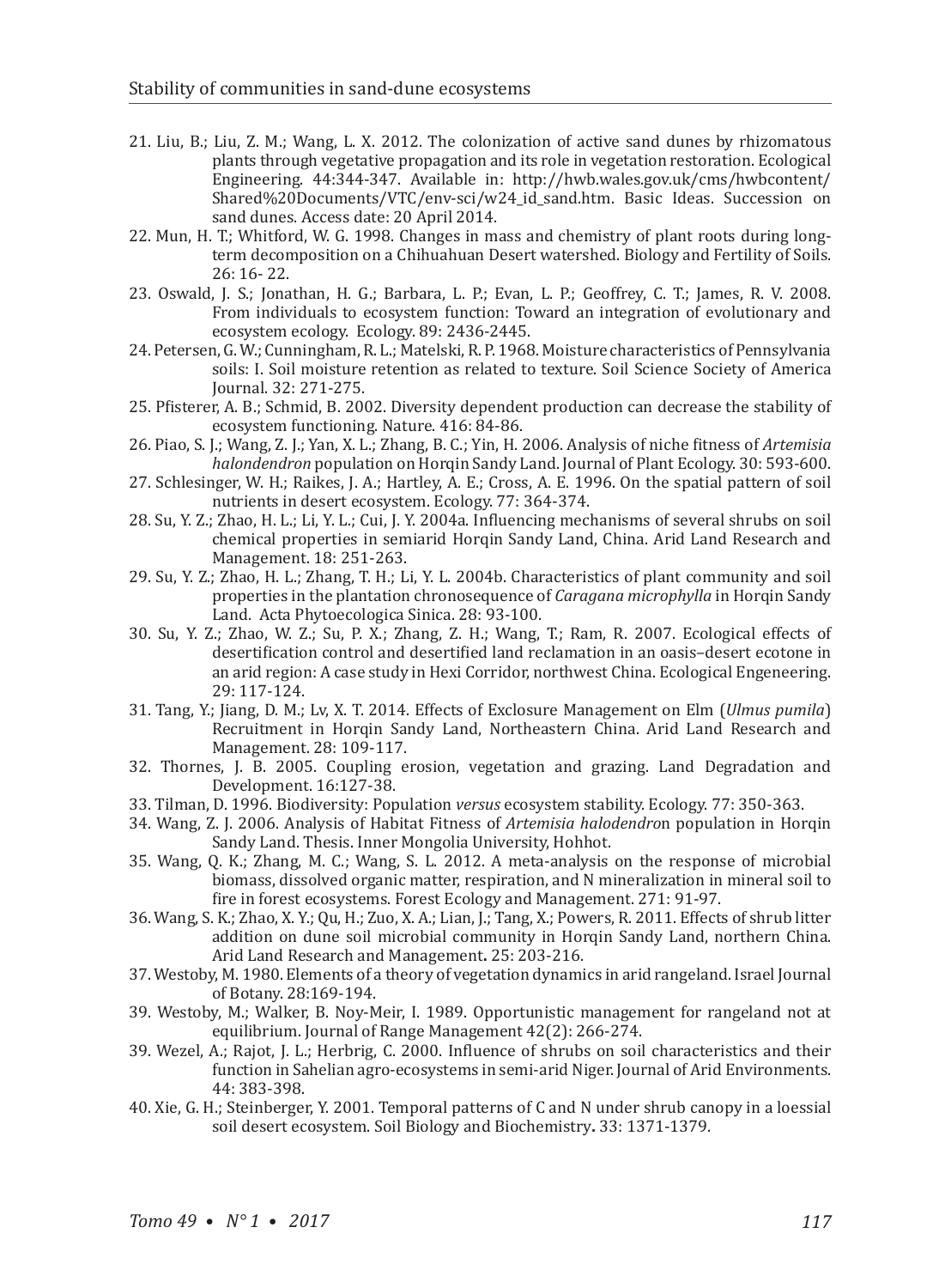21. Liu, B.; Liu, Z. M.; Wang, L. X. 2012. The colonization of active sand dunes by rhizomatous plants through vegetative propagation and its role in vegetation restoration. Ecological Engineering. 44:344-347. Available in: http://hwb.wales.gov.uk/cms/hwbcontent/Shared%20Documents/VTC/env-sci/w24_id_sand.htm. Basic Ideas. Succession on sand dunes. Access date: 20 April 2014.
22. Mun, H. T.; Whitford, W. G. 1998. Changes in mass and chemistry of plant roots during long-term decomposition on a Chihuahuan Desert watershed. Biology and Fertility of Soils. 26: 16- 22.
23. Oswald, J. S.; Jonathan, H. G.; Barbara, L. P.; Evan, L. P.; Geoffrey, C. T.; James, R. V. 2008. From individuals to ecosystem function: Toward an integration of evolutionary and ecosystem ecology. Ecology. 89: 2436-2445.
24. Petersen, G. W.; Cunningham, R. L.; Matelski, R. P. 1968. Moisture characteristics of Pennsylvania soils: I. Soil moisture retention as related to texture. Soil Science Society of America Journal. 32: 271-275.
25. Pfisterer, A. B.; Schmid, B. 2002. Diversity dependent production can decrease the stability of ecosystem functioning. Nature. 416: 84-86.
26. Piao, S. J.; Wang, Z. J.; Yan, X. L.; Zhang, B. C.; Yin, H. 2006. Analysis of niche fitness of *Artemisia halondendron* population on Horqin Sandy Land. Journal of Plant Ecology. 30: 593-600.
27. Schlesinger, W. H.; Raikes, J. A.; Hartley, A. E.; Cross, A. E. 1996. On the spatial pattern of soil nutrients in desert ecosystem. Ecology. 77: 364-374.
28. Su, Y. Z.; Zhao, H. L.; Li, Y. L.; Cui, J. Y. 2004a. Influencing mechanisms of several shrubs on soil chemical properties in semiarid Horqin Sandy Land, China. Arid Land Research and Management. 18: 251-263.
29. Su, Y. Z.; Zhao, H. L.; Zhang, T. H.; Li, Y. L. 2004b. Characteristics of plant community and soil properties in the plantation chronosequence of *Caragana microphylla* in Horqin Sandy Land. Acta Phytoecologica Sinica. 28: 93-100.
30. Su, Y. Z.; Zhao, W. Z.; Su, P. X.; Zhang, Z. H.; Wang, T.; Ram, R. 2007. Ecological effects of desertification control and desertified land reclamation in an oasis–desert ecotone in an arid region: A case study in Hexi Corridor, northwest China. Ecological Engeneering. 29: 117-124.
31. Tang, Y.; Jiang, D. M.; Lv, X. T. 2014. Effects of Exclosure Management on Elm (*Ulmus pumila*) Recruitment in Horqin Sandy Land, Northeastern China. Arid Land Research and Management. 28: 109-117.
32. Thornes, J. B. 2005. Coupling erosion, vegetation and grazing. Land Degradation and Development. 16:127-38.
33. Tilman, D. 1996. Biodiversity: Population *versus* ecosystem stability. Ecology. 77: 350-363.
34. Wang, Z. J. 2006. Analysis of Habitat Fitness of *Artemisia halodendro*n population in Horqin Sandy Land. Thesis. Inner Mongolia University, Hohhot.
35. Wang, Q. K.; Zhang, M. C.; Wang, S. L. 2012. A meta-analysis on the response of microbial biomass, dissolved organic matter, respiration, and N mineralization in mineral soil to fire in forest ecosystems. Forest Ecology and Management. 271: 91-97.
36. Wang, S. K.; Zhao, X. Y.; Qu, H.; Zuo, X. A.; Lian, J.; Tang, X.; Powers, R. 2011. Effects of shrub litter addition on dune soil microbial community in Horqin Sandy Land, northern China. Arid Land Research and Management**.** 25: 203-216.
37. Westoby, M. 1980. Elements of a theory of vegetation dynamics in arid rangeland. Israel Journal of Botany. 28:169-194.
39. Westoby, M.; Walker, B. Noy-Meir, I. 1989. Opportunistic management for rangeland not at equilibrium. Journal of Range Management 42(2): 266-274.
39. Wezel, A.; Rajot, J. L.; Herbrig, C. 2000. Influence of shrubs on soil characteristics and their function in Sahelian agro-ecosystems in semi-arid Niger. Journal of Arid Environments. 44: 383-398.
40. Xie, G. H.; Steinberger, Y. 2001. Temporal patterns of C and N under shrub canopy in a loessial soil desert ecosystem. Soil Biology and Biochemistry**.** 33: 1371-1379.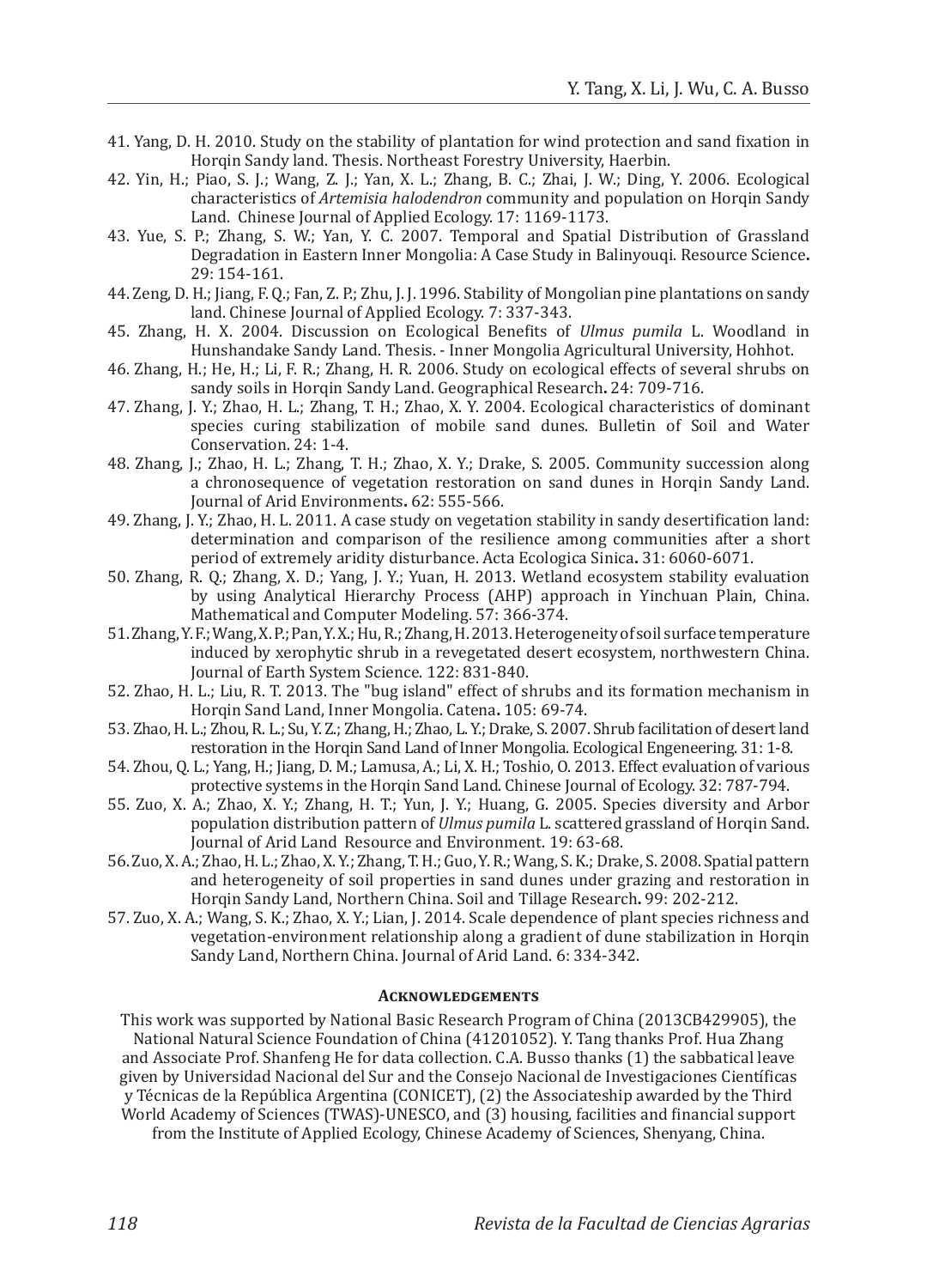41. Yang, D. H. 2010. Study on the stability of plantation for wind protection and sand fixation in Horqin Sandy land. Thesis. Northeast Forestry University, Haerbin.
42. Yin, H.; Piao, S. J.; Wang, Z. J.; Yan, X. L.; Zhang, B. C.; Zhai, J. W.; Ding, Y. 2006. Ecological characteristics of *Artemisia halodendron* community and population on Horqin Sandy Land. Chinese Journal of Applied Ecology. 17: 1169-1173.
43. Yue, S. P.; Zhang, S. W.; Yan, Y. C. 2007. Temporal and Spatial Distribution of Grassland Degradation in Eastern Inner Mongolia: A Case Study in Balinyouqi. Resource Science**.** 29: 154-161.
44. Zeng, D. H.; Jiang, F. Q.; Fan, Z. P.; Zhu, J. J. 1996. Stability of Mongolian pine plantations on sandy land. Chinese Journal of Applied Ecology. 7: 337-343.
45. Zhang, H. X. 2004. Discussion on Ecological Benefits of *Ulmus pumila* L. Woodland in Hunshandake Sandy Land. Thesis. - Inner Mongolia Agricultural University, Hohhot.
46. Zhang, H.; He, H.; Li, F. R.; Zhang, H. R. 2006. Study on ecological effects of several shrubs on sandy soils in Horqin Sandy Land. Geographical Research**.** 24: 709-716.
47. Zhang, J. Y.; Zhao, H. L.; Zhang, T. H.; Zhao, X. Y. 2004. Ecological characteristics of dominant species curing stabilization of mobile sand dunes. Bulletin of Soil and Water Conservation. 24: 1-4.
48. Zhang, J.; Zhao, H. L.; Zhang, T. H.; Zhao, X. Y.; Drake, S. 2005. Community succession along a chronosequence of vegetation restoration on sand dunes in Horqin Sandy Land. Journal of Arid Environments**.** 62: 555-566.
49. Zhang, J. Y.; Zhao, H. L. 2011. A case study on vegetation stability in sandy desertification land: determination and comparison of the resilience among communities after a short period of extremely aridity disturbance. Acta Ecologica Sinica**.** 31: 6060-6071.
50. Zhang, R. Q.; Zhang, X. D.; Yang, J. Y.; Yuan, H. 2013. Wetland ecosystem stability evaluation by using Analytical Hierarchy Process (AHP) approach in Yinchuan Plain, China. Mathematical and Computer Modeling. 57: 366-374.
51. Zhang, Y. F.; Wang, X. P.; Pan, Y. X.; Hu, R.; Zhang, H. 2013. Heterogeneity of soil surface temperature induced by xerophytic shrub in a revegetated desert ecosystem, northwestern China. Journal of Earth System Science. 122: 831-840.
52. Zhao, H. L.; Liu, R. T. 2013. The "bug island" effect of shrubs and its formation mechanism in Horqin Sand Land, Inner Mongolia. Catena**.** 105: 69-74.
53. Zhao, H. L.; Zhou, R. L.; Su, Y. Z.; Zhang, H.; Zhao, L. Y.; Drake, S. 2007. Shrub facilitation of desert land restoration in the Horqin Sand Land of Inner Mongolia. Ecological Engeneering. 31: 1-8.
54. Zhou, Q. L.; Yang, H.; Jiang, D. M.; Lamusa, A.; Li, X. H.; Toshio, O. 2013. Effect evaluation of various protective systems in the Horqin Sand Land. Chinese Journal of Ecology. 32: 787-794.
55. Zuo, X. A.; Zhao, X. Y.; Zhang, H. T.; Yun, J. Y.; Huang, G. 2005. Species diversity and Arbor population distribution pattern of *Ulmus pumila* L. scattered grassland of Horqin Sand. Journal of Arid Land Resource and Environment. 19: 63-68.
56. Zuo, X. A.; Zhao, H. L.; Zhao, X. Y.; Zhang, T. H.; Guo, Y. R.; Wang, S. K.; Drake, S. 2008. Spatial pattern and heterogeneity of soil properties in sand dunes under grazing and restoration in Horqin Sandy Land, Northern China. Soil and Tillage Research**.** 99: 202-212.
57. Zuo, X. A.; Wang, S. K.; Zhao, X. Y.; Lian, J. 2014. Scale dependence of plant species richness and vegetation-environment relationship along a gradient of dune stabilization in Horqin Sandy Land, Northern China. Journal of Arid Land. 6: 334-342.

### Acknowledgements

This work was supported by National Basic Research Program of China (2013CB429905), the National Natural Science Foundation of China (41201052). Y. Tang thanks Prof. Hua Zhang and Associate Prof. Shanfeng He for data collection. C.A. Busso thanks (1) the sabbatical leave given by Universidad Nacional del Sur and the Consejo Nacional de Investigaciones Científicas y Técnicas de la República Argentina (CONICET), (2) the Associateship awarded by the Third World Academy of Sciences (TWAS)-UNESCO, and (3) housing, facilities and financial support from the Institute of Applied Ecology, Chinese Academy of Sciences, Shenyang, China.